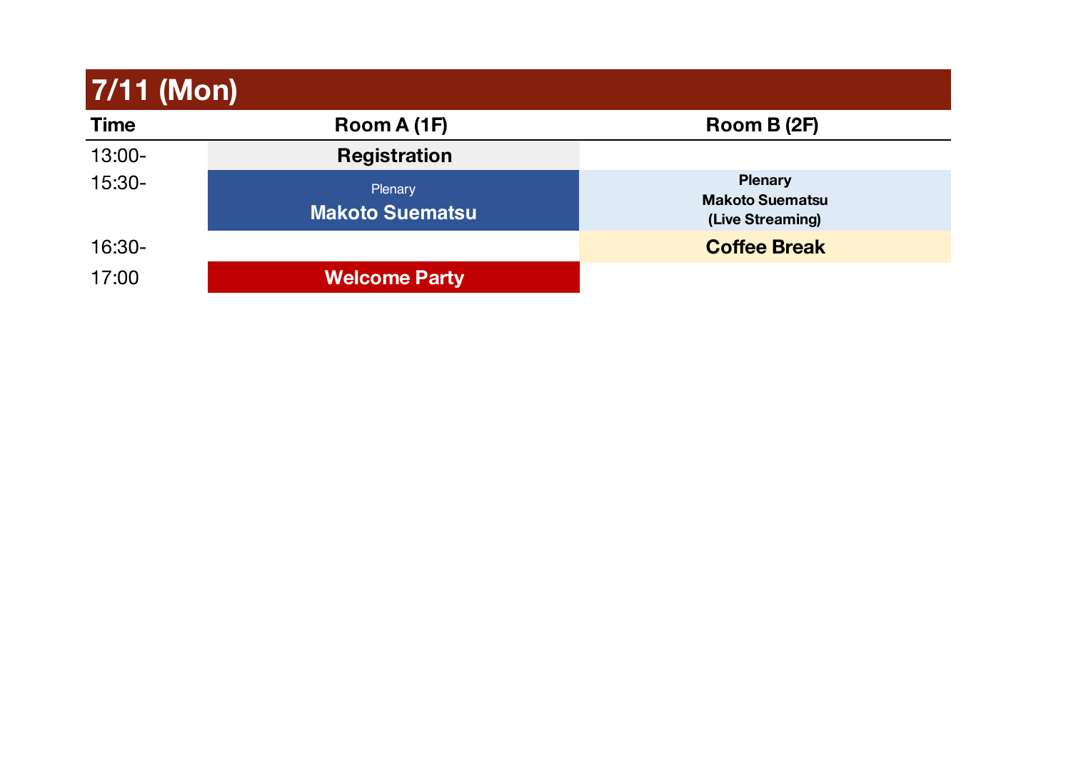## 7/11 (Mon)

| Time | Room A (1F) | Room B (2F) |
|---|---|---|
| 13:00- | **Registration** | |
| 15:30- | Plenary **Makoto Suematsu** | **Plenary Makoto Suematsu (Live Streaming)** |
| 16:30- | | **Coffee Break** |
| 17:00 | **Welcome Party** | |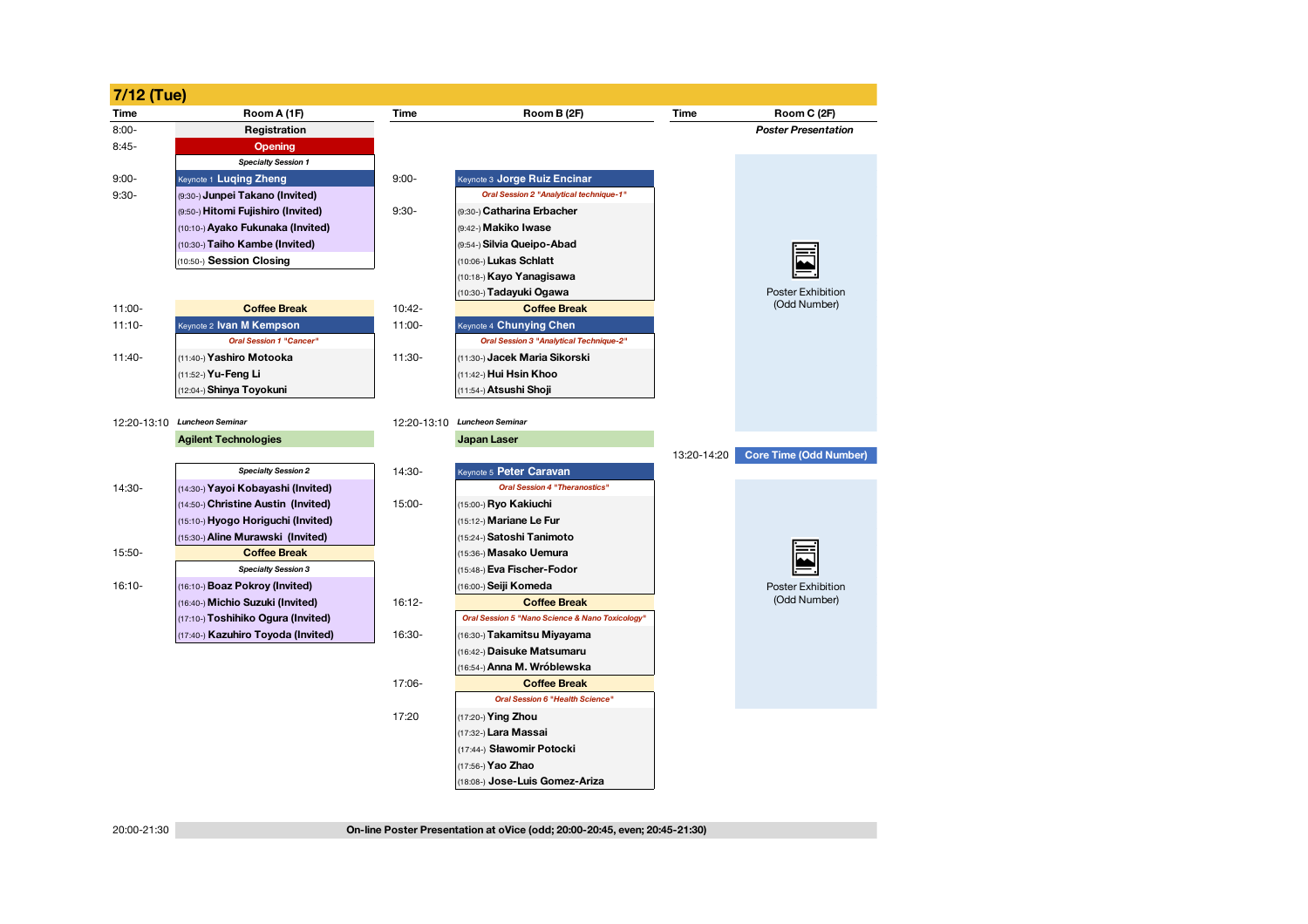## 7/12 (Tue)

### Room A (1F)

| Time | Room A (1F) |
|---|---|
| 8:00- | Registration |
| 8:45- | Opening |
| | *Specialty Session 1* |
| 9:00- | Keynote 1 **Luqing Zheng** |
| 9:30- | (9:30-) **Junpei Takano (Invited)** |
| | (9:50-) **Hitomi Fujishiro (Invited)** |
| | (10:10-) **Ayako Fukunaka (Invited)** |
| | (10:30-) **Taiho Kambe (Invited)** |
| | (10:50-) **Session Closing** |
| 11:00- | Coffee Break |
| 11:10- | Keynote 2 **Ivan M Kempson** |
| | *Oral Session 1 "Cancer"* |
| 11:40- | (11:40-) **Yashiro Motooka** |
| | (11:52-) **Yu-Feng Li** |
| | (12:04-) **Shinya Toyokuni** |
| 12:20-13:10 | *Luncheon Seminar* |
| | **Agilent Technologies** |
| | *Specialty Session 2* |
| 14:30- | (14:30-) **Yayoi Kobayashi (Invited)** |
| | (14:50-) **Christine Austin (Invited)** |
| | (15:10-) **Hyogo Horiguchi (Invited)** |
| | (15:30-) **Aline Murawski (Invited)** |
| 15:50- | Coffee Break |
| | *Specialty Session 3* |
| 16:10- | (16:10-) **Boaz Pokroy (Invited)** |
| | (16:40-) **Michio Suzuki (Invited)** |
| | (17:10-) **Toshihiko Ogura (Invited)** |
| | (17:40-) **Kazuhiro Toyoda (Invited)** |

### Room B (2F)

| Time | Room B (2F) |
|---|---|
| 9:00- | Keynote 3 **Jorge Ruiz Encinar** |
| | *Oral Session 2 "Analytical technique-1"* |
| 9:30- | (9:30-) **Catharina Erbacher** |
| | (9:42-) **Makiko Iwase** |
| | (9:54-) **Silvia Queipo-Abad** |
| | (10:06-) **Lukas Schlatt** |
| | (10:18-) **Kayo Yanagisawa** |
| | (10:30-) **Tadayuki Ogawa** |
| 10:42- | Coffee Break |
| 11:00- | Keynote 4 **Chunying Chen** |
| | *Oral Session 3 "Analytical Technique-2"* |
| 11:30- | (11:30-) **Jacek Maria Sikorski** |
| | (11:42-) **Hui Hsin Khoo** |
| | (11:54-) **Atsushi Shoji** |
| 12:20-13:10 | *Luncheon Seminar* |
| | **Japan Laser** |
| 14:30- | Keynote 5 **Peter Caravan** |
| | *Oral Session 4 "Theranostics"* |
| 15:00- | (15:00-) **Ryo Kakiuchi** |
| | (15:12-) **Mariane Le Fur** |
| | (15:24-) **Satoshi Tanimoto** |
| | (15:36-) **Masako Uemura** |
| | (15:48-) **Eva Fischer-Fodor** |
| | (16:00-) **Seiji Komeda** |
| 16:12- | Coffee Break |
| | *Oral Session 5 "Nano Science & Nano Toxicology"* |
| 16:30- | (16:30-) **Takamitsu Miyayama** |
| | (16:42-) **Daisuke Matsumaru** |
| | (16:54-) **Anna M. Wróblewska** |
| 17:06- | Coffee Break |
| | *Oral Session 6 "Health Science"* |
| 17:20 | (17:20-) **Ying Zhou** |
| | (17:32-) **Lara Massai** |
| | (17:44-) **Sławomir Potocki** |
| | (17:56-) **Yao Zhao** |
| | (18:08-) **Jose-Luis Gomez-Ariza** |

### Room C (2F)

| Time | Room C (2F) |
|---|---|
| | *Poster Presentation* |
| | Poster Exhibition (Odd Number) |
| 13:20-14:20 | Core Time (Odd Number) |
| | Poster Exhibition (Odd Number) |

| Time | |
|---|---|
| 20:00-21:30 | **On-line Poster Presentation at oVice (odd; 20:00-20:45, even; 20:45-21:30)** |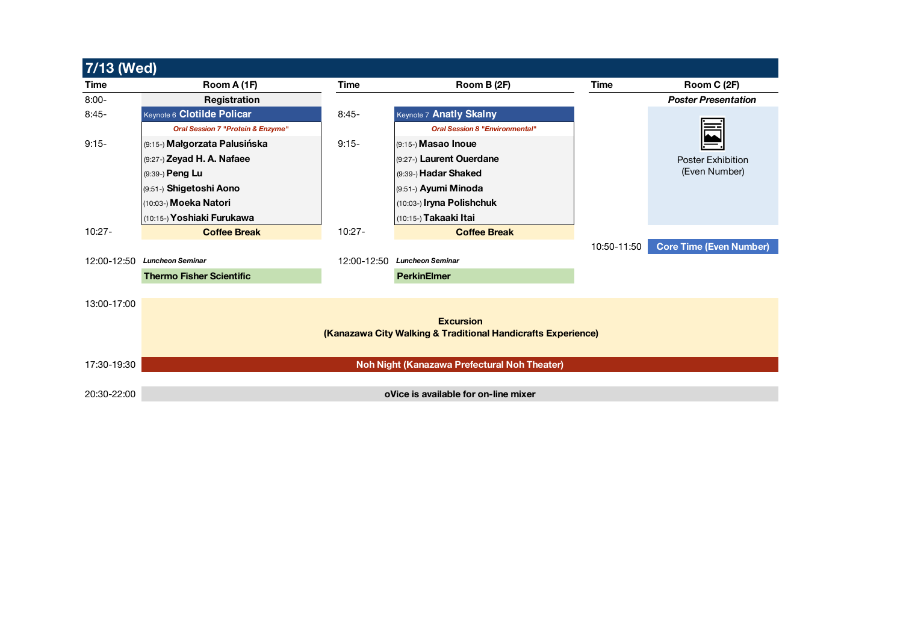## 7/13 (Wed)

| Time | Room A (1F) | Time | Room B (2F) | Time | Room C (2F) |
|---|---|---|---|---|---|
| 8:00- | Registration | | | | *Poster Presentation* |
| 8:45- | Keynote 6 **Clotilde Policar** | 8:45- | Keynote 7 **Anatly Skalny** | | Poster Exhibition (Even Number) |
| | *Oral Session 7 "Protein & Enzyme"* | | *Oral Session 8 "Environmental"* | | |
| 9:15- | (9:15-) **Małgorzata Palusińska** | 9:15- | (9:15-) **Masao Inoue** | | |
| | (9:27-) **Zeyad H. A. Nafaee** | | (9:27-) **Laurent Ouerdane** | | |
| | (9:39-) **Peng Lu** | | (9:39-) **Hadar Shaked** | | |
| | (9:51-) **Shigetoshi Aono** | | (9:51-) **Ayumi Minoda** | | |
| | (10:03-) **Moeka Natori** | | (10:03-) **Iryna Polishchuk** | | |
| | (10:15-) **Yoshiaki Furukawa** | | (10:15-) **Takaaki Itai** | | |
| 10:27- | **Coffee Break** | 10:27- | **Coffee Break** | | |
| | | | | 10:50-11:50 | **Core Time (Even Number)** |
| 12:00-12:50 | *Luncheon Seminar* | 12:00-12:50 | *Luncheon Seminar* | | |
| | **Thermo Fisher Scientific** | | **PerkinElmer** | | |
| 13:00-17:00 | **Excursion (Kanazawa City Walking & Traditional Handicrafts Experience)** | | | | |
| 17:30-19:30 | **Noh Night (Kanazawa Prefectural Noh Theater)** | | | | |
| 20:30-22:00 | **oVice is available for on-line mixer** | | | | |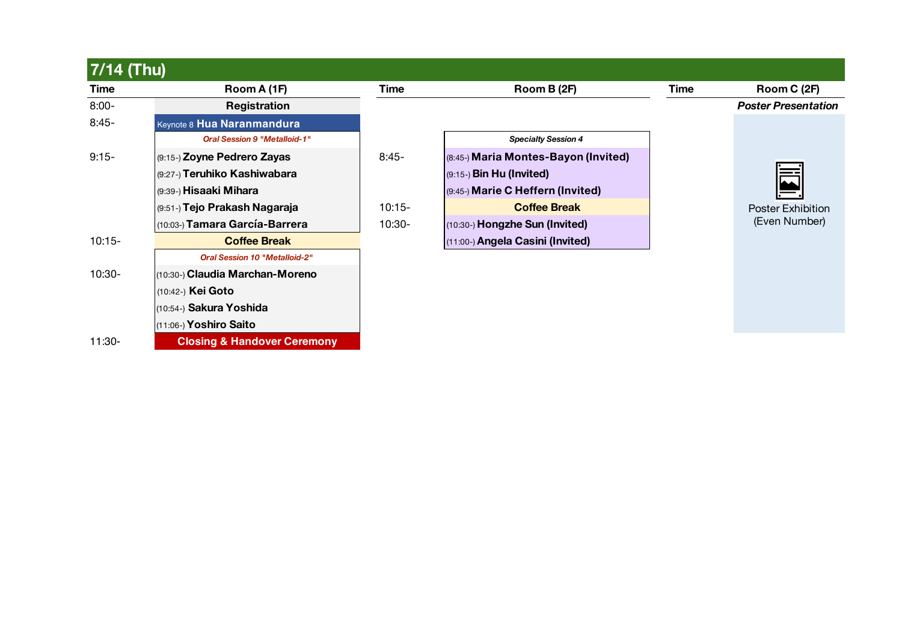## 7/14 (Thu)

| Time | Room A (1F) | Time | Room B (2F) | Time | Room C (2F) |
|---|---|---|---|---|---|
| 8:00- | Registration | | | | ***Poster Presentation*** |
| 8:45- | Keynote 8 **Hua Naranmandura** | | | | Poster Exhibition (Even Number) |
| | *Oral Session 9 "Metalloid-1"* | | *Specialty Session 4* | | |
| 9:15- | (9:15-) **Zoyne Pedrero Zayas** | 8:45- | (8:45-) **Maria Montes-Bayon (Invited)** | | |
| | (9:27-) **Teruhiko Kashiwabara** | | (9:15-) **Bin Hu (Invited)** | | |
| | (9:39-) **Hisaaki Mihara** | | (9:45-) **Marie C Heffern (Invited)** | | |
| | (9:51-) **Tejo Prakash Nagaraja** | 10:15- | **Coffee Break** | | |
| | (10:03-) **Tamara García-Barrera** | 10:30- | (10:30-) **Hongzhe Sun (Invited)** | | |
| 10:15- | **Coffee Break** | | (11:00-) **Angela Casini (Invited)** | | |
| | *Oral Session 10 "Metalloid-2"* | | | | |
| 10:30- | (10:30-) **Claudia Marchan-Moreno** | | | | |
| | (10:42-) **Kei Goto** | | | | |
| | (10:54-) **Sakura Yoshida** | | | | |
| | (11:06-) **Yoshiro Saito** | | | | |
| 11:30- | **Closing & Handover Ceremony** | | | | |